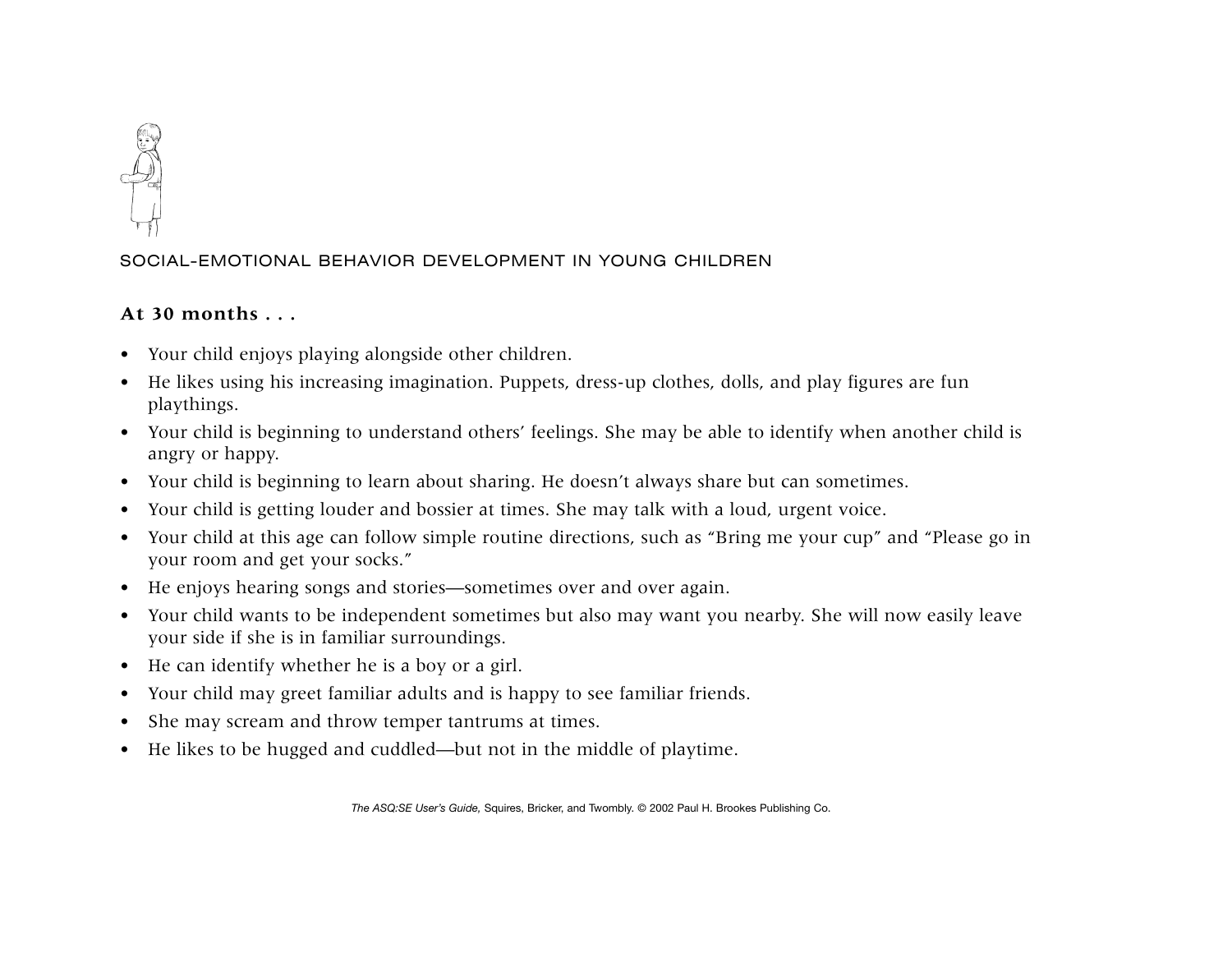SOCIAL-EMOTIONAL BEHAVIOR DEVELOPMENT IN YOUNG CHILDREN

**At 30 months . . .**

- Your child enjoys playing alongside other children.
- He likes using his increasing imagination. Puppets, dress-up clothes, dolls, and play figures are fun playthings.
- Your child is beginning to understand others' feelings. She may be able to identify when another child is angry or happy.
- Your child is beginning to learn about sharing. He doesn't always share but can sometimes.
- Your child is getting louder and bossier at times. She may talk with a loud, urgent voice.
- Your child at this age can follow simple routine directions, such as "Bring me your cup" and "Please go in your room and get your socks."
- He enjoys hearing songs and stories—sometimes over and over again.
- Your child wants to be independent sometimes but also may want you nearby. She will now easily leave your side if she is in familiar surroundings.
- He can identify whether he is a boy or a girl.
- Your child may greet familiar adults and is happy to see familiar friends.
- She may scream and throw temper tantrums at times.
- He likes to be hugged and cuddled—but not in the middle of playtime.

*The ASQ:SE User's Guide,* Squires, Bricker, and Twombly. © 2002 Paul H. Brookes Publishing Co.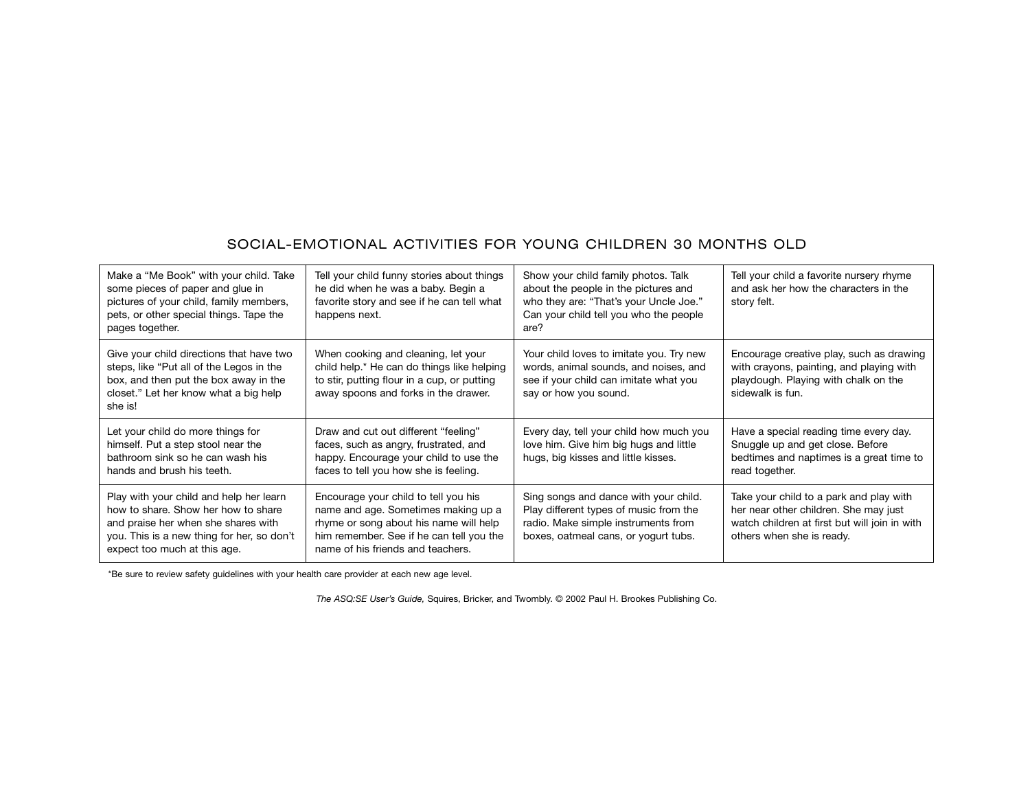## SOCIAL-EMOTIONAL ACTIVITIES FOR YOUNG CHILDREN 30 MONTHS OLD

| | | | |
|---|---|---|---|
| Make a “Me Book” with your child. Take some pieces of paper and glue in pictures of your child, family members, pets, or other special things. Tape the pages together. | Tell your child funny stories about things he did when he was a baby. Begin a favorite story and see if he can tell what happens next. | Show your child family photos. Talk about the people in the pictures and who they are: “That’s your Uncle Joe.” Can your child tell you who the people are? | Tell your child a favorite nursery rhyme and ask her how the characters in the story felt. |
| Give your child directions that have two steps, like “Put all of the Legos in the box, and then put the box away in the closet.” Let her know what a big help she is! | When cooking and cleaning, let your child help.* He can do things like helping to stir, putting flour in a cup, or putting away spoons and forks in the drawer. | Your child loves to imitate you. Try new words, animal sounds, and noises, and see if your child can imitate what you say or how you sound. | Encourage creative play, such as drawing with crayons, painting, and playing with playdough. Playing with chalk on the sidewalk is fun. |
| Let your child do more things for himself. Put a step stool near the bathroom sink so he can wash his hands and brush his teeth. | Draw and cut out different “feeling” faces, such as angry, frustrated, and happy. Encourage your child to use the faces to tell you how she is feeling. | Every day, tell your child how much you love him. Give him big hugs and little hugs, big kisses and little kisses. | Have a special reading time every day. Snuggle up and get close. Before bedtimes and naptimes is a great time to read together. |
| Play with your child and help her learn how to share. Show her how to share and praise her when she shares with you. This is a new thing for her, so don’t expect too much at this age. | Encourage your child to tell you his name and age. Sometimes making up a rhyme or song about his name will help him remember. See if he can tell you the name of his friends and teachers. | Sing songs and dance with your child. Play different types of music from the radio. Make simple instruments from boxes, oatmeal cans, or yogurt tubs. | Take your child to a park and play with her near other children. She may just watch children at first but will join in with others when she is ready. |

*Be sure to review safety guidelines with your health care provider at each new age level.

*The ASQ:SE User’s Guide,* Squires, Bricker, and Twombly. © 2002 Paul H. Brookes Publishing Co.